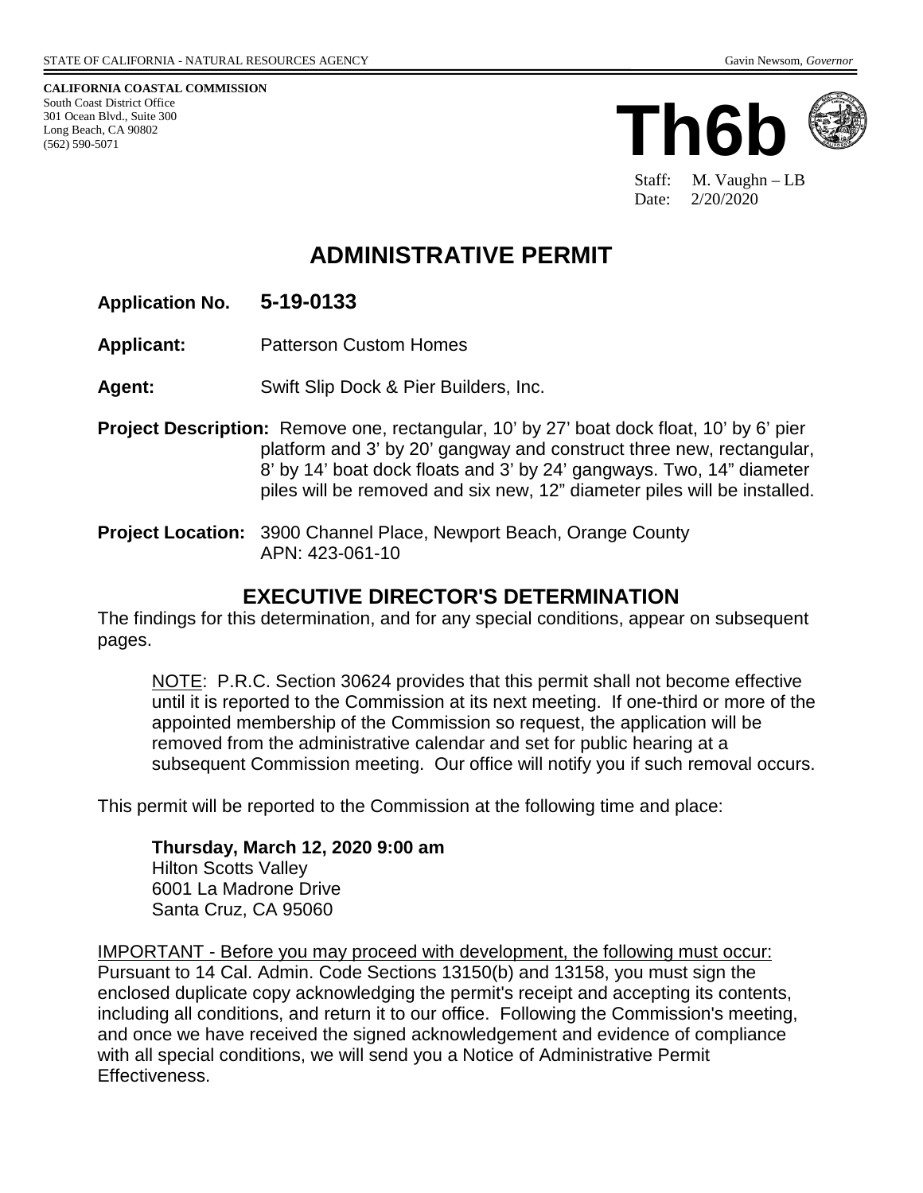STATE OF CALIFORNIA - NATURAL RESOURCES AGENCY Gavin Newsom, *Governor*

**CALIFORNIA COASTAL COMMISSION**
South Coast District Office
301 Ocean Blvd., Suite 300
Long Beach, CA 90802
(562) 590-5071

# Th6b

Staff: M. Vaughn – LB
Date: 2/20/2020

## ADMINISTRATIVE PERMIT

**Application No.** **5-19-0133**

**Applicant:** Patterson Custom Homes

**Agent:** Swift Slip Dock & Pier Builders, Inc.

**Project Description:** Remove one, rectangular, 10' by 27' boat dock float, 10' by 6' pier platform and 3' by 20' gangway and construct three new, rectangular, 8' by 14' boat dock floats and 3' by 24' gangways. Two, 14" diameter piles will be removed and six new, 12" diameter piles will be installed.

**Project Location:** 3900 Channel Place, Newport Beach, Orange County
APN: 423-061-10

## EXECUTIVE DIRECTOR'S DETERMINATION

The findings for this determination, and for any special conditions, appear on subsequent pages.

NOTE: P.R.C. Section 30624 provides that this permit shall not become effective until it is reported to the Commission at its next meeting. If one-third or more of the appointed membership of the Commission so request, the application will be removed from the administrative calendar and set for public hearing at a subsequent Commission meeting. Our office will notify you if such removal occurs.

This permit will be reported to the Commission at the following time and place:

**Thursday, March 12, 2020 9:00 am**
Hilton Scotts Valley
6001 La Madrone Drive
Santa Cruz, CA 95060

IMPORTANT - Before you may proceed with development, the following must occur: Pursuant to 14 Cal. Admin. Code Sections 13150(b) and 13158, you must sign the enclosed duplicate copy acknowledging the permit's receipt and accepting its contents, including all conditions, and return it to our office. Following the Commission's meeting, and once we have received the signed acknowledgement and evidence of compliance with all special conditions, we will send you a Notice of Administrative Permit Effectiveness.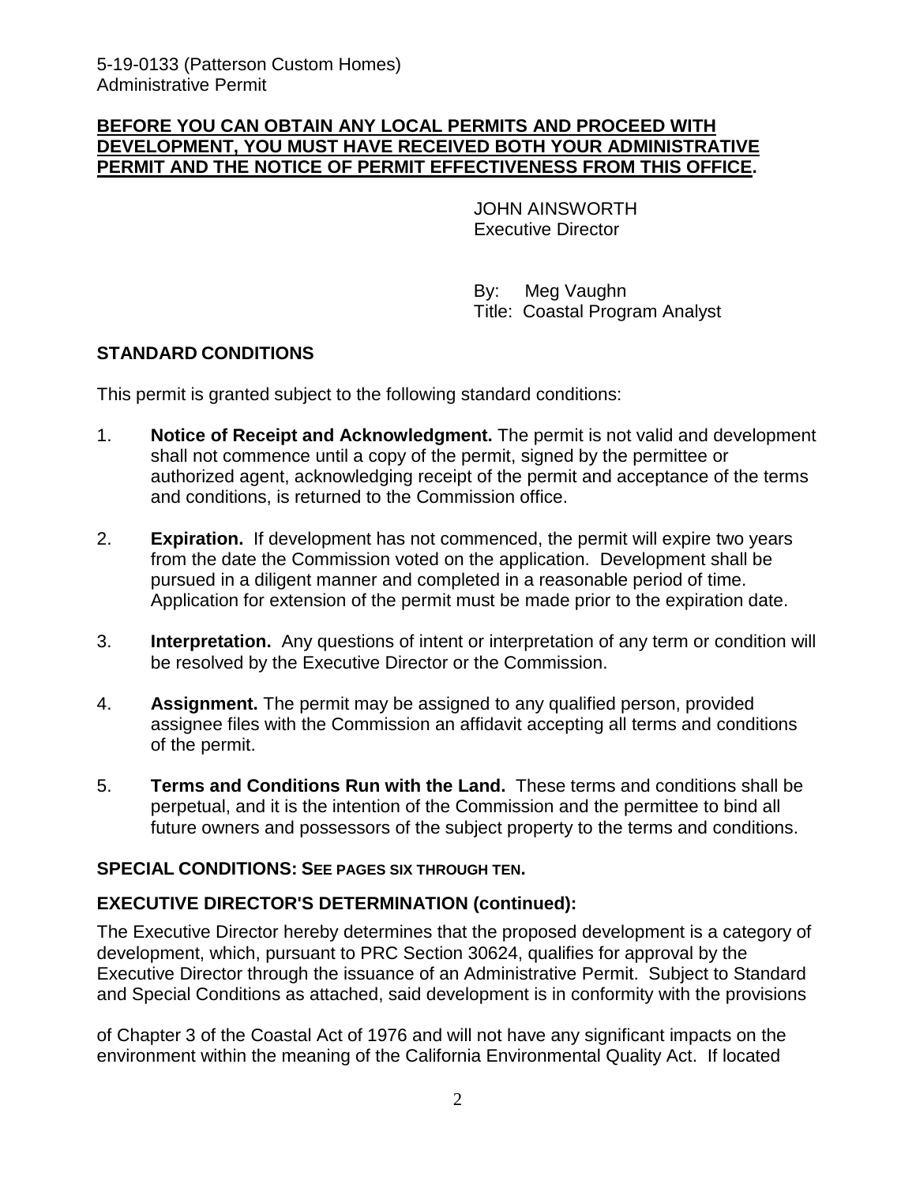**BEFORE YOU CAN OBTAIN ANY LOCAL PERMITS AND PROCEED WITH DEVELOPMENT, YOU MUST HAVE RECEIVED BOTH YOUR ADMINISTRATIVE PERMIT AND THE NOTICE OF PERMIT EFFECTIVENESS FROM THIS OFFICE.**

JOHN AINSWORTH
Executive Director

By: Meg Vaughn
Title: Coastal Program Analyst

## STANDARD CONDITIONS

This permit is granted subject to the following standard conditions:

1. **Notice of Receipt and Acknowledgment.** The permit is not valid and development shall not commence until a copy of the permit, signed by the permittee or authorized agent, acknowledging receipt of the permit and acceptance of the terms and conditions, is returned to the Commission office.

2. **Expiration.** If development has not commenced, the permit will expire two years from the date the Commission voted on the application. Development shall be pursued in a diligent manner and completed in a reasonable period of time. Application for extension of the permit must be made prior to the expiration date.

3. **Interpretation.** Any questions of intent or interpretation of any term or condition will be resolved by the Executive Director or the Commission.

4. **Assignment.** The permit may be assigned to any qualified person, provided assignee files with the Commission an affidavit accepting all terms and conditions of the permit.

5. **Terms and Conditions Run with the Land.** These terms and conditions shall be perpetual, and it is the intention of the Commission and the permittee to bind all future owners and possessors of the subject property to the terms and conditions.

## SPECIAL CONDITIONS: SEE PAGES SIX THROUGH TEN.

## EXECUTIVE DIRECTOR'S DETERMINATION (continued):

The Executive Director hereby determines that the proposed development is a category of development, which, pursuant to PRC Section 30624, qualifies for approval by the Executive Director through the issuance of an Administrative Permit. Subject to Standard and Special Conditions as attached, said development is in conformity with the provisions of Chapter 3 of the Coastal Act of 1976 and will not have any significant impacts on the environment within the meaning of the California Environmental Quality Act. If located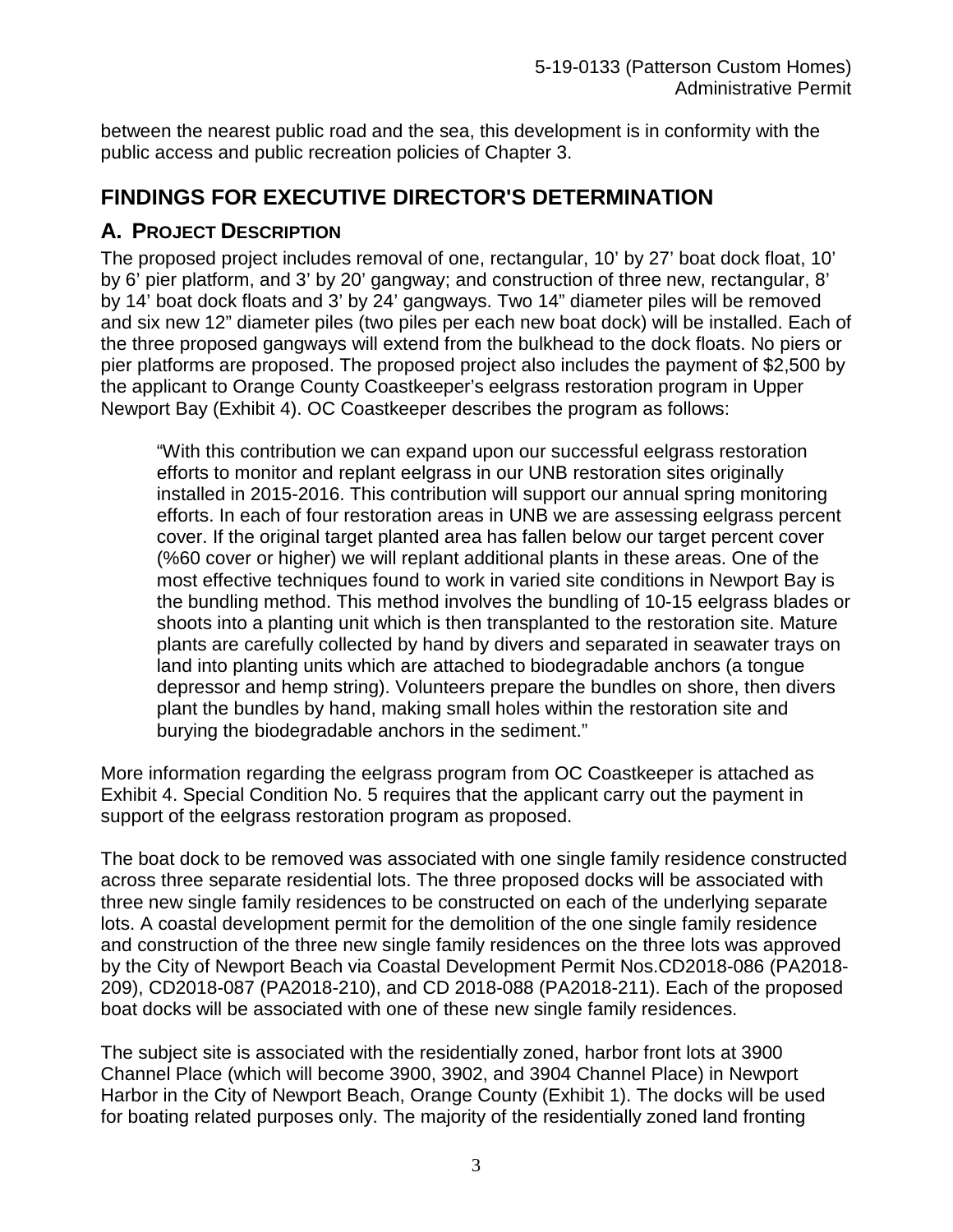between the nearest public road and the sea, this development is in conformity with the public access and public recreation policies of Chapter 3.

# FINDINGS FOR EXECUTIVE DIRECTOR'S DETERMINATION

## A. PROJECT DESCRIPTION

The proposed project includes removal of one, rectangular, 10' by 27' boat dock float, 10' by 6' pier platform, and 3' by 20' gangway; and construction of three new, rectangular, 8' by 14' boat dock floats and 3' by 24' gangways. Two 14" diameter piles will be removed and six new 12" diameter piles (two piles per each new boat dock) will be installed. Each of the three proposed gangways will extend from the bulkhead to the dock floats. No piers or pier platforms are proposed. The proposed project also includes the payment of $2,500 by the applicant to Orange County Coastkeeper's eelgrass restoration program in Upper Newport Bay (Exhibit 4). OC Coastkeeper describes the program as follows:

> "With this contribution we can expand upon our successful eelgrass restoration efforts to monitor and replant eelgrass in our UNB restoration sites originally installed in 2015-2016. This contribution will support our annual spring monitoring efforts. In each of four restoration areas in UNB we are assessing eelgrass percent cover. If the original target planted area has fallen below our target percent cover (%60 cover or higher) we will replant additional plants in these areas. One of the most effective techniques found to work in varied site conditions in Newport Bay is the bundling method. This method involves the bundling of 10-15 eelgrass blades or shoots into a planting unit which is then transplanted to the restoration site. Mature plants are carefully collected by hand by divers and separated in seawater trays on land into planting units which are attached to biodegradable anchors (a tongue depressor and hemp string). Volunteers prepare the bundles on shore, then divers plant the bundles by hand, making small holes within the restoration site and burying the biodegradable anchors in the sediment."

More information regarding the eelgrass program from OC Coastkeeper is attached as Exhibit 4. Special Condition No. 5 requires that the applicant carry out the payment in support of the eelgrass restoration program as proposed.

The boat dock to be removed was associated with one single family residence constructed across three separate residential lots. The three proposed docks will be associated with three new single family residences to be constructed on each of the underlying separate lots. A coastal development permit for the demolition of the one single family residence and construction of the three new single family residences on the three lots was approved by the City of Newport Beach via Coastal Development Permit Nos.CD2018-086 (PA2018-209), CD2018-087 (PA2018-210), and CD 2018-088 (PA2018-211). Each of the proposed boat docks will be associated with one of these new single family residences.

The subject site is associated with the residentially zoned, harbor front lots at 3900 Channel Place (which will become 3900, 3902, and 3904 Channel Place) in Newport Harbor in the City of Newport Beach, Orange County (Exhibit 1). The docks will be used for boating related purposes only. The majority of the residentially zoned land fronting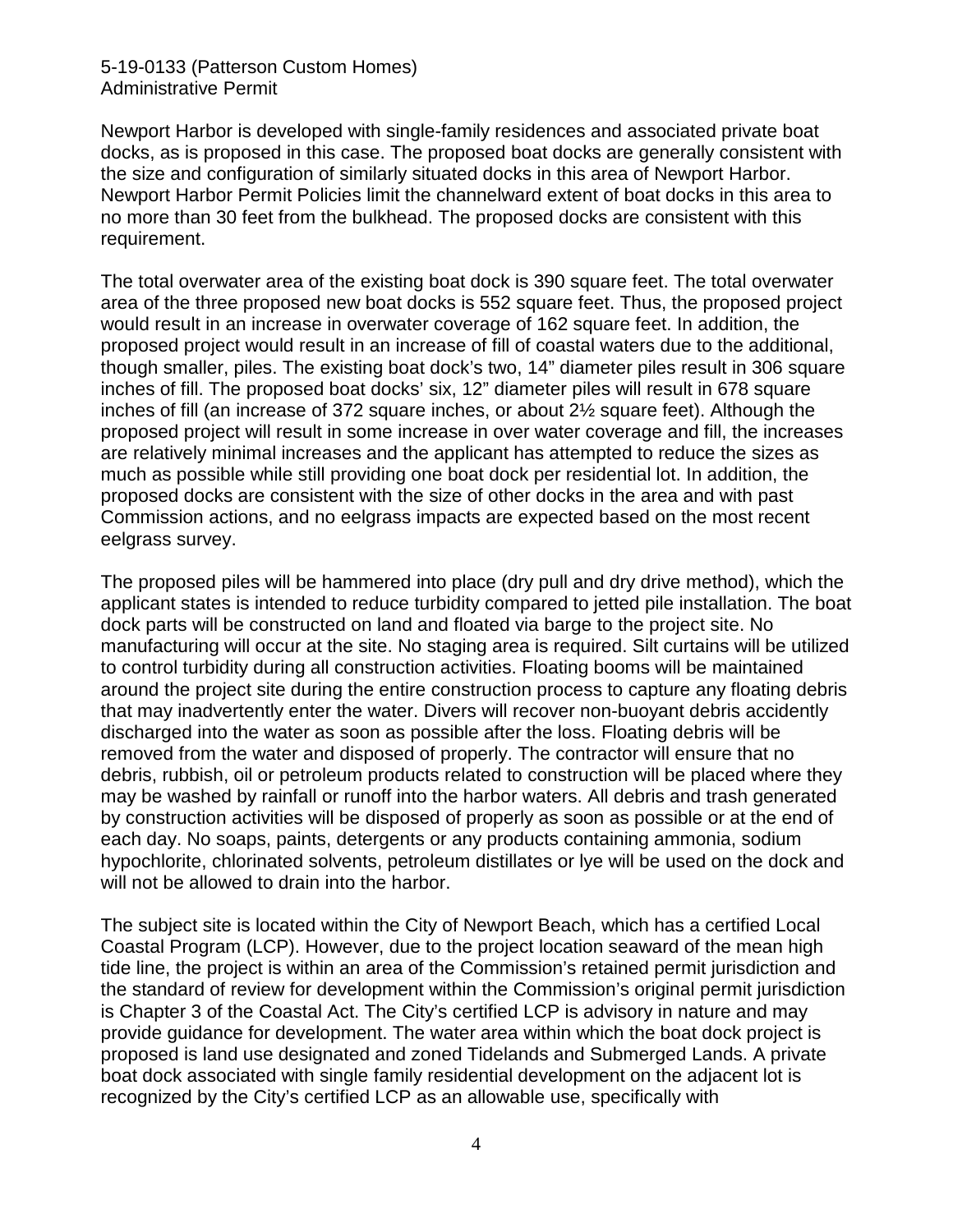Newport Harbor is developed with single-family residences and associated private boat docks, as is proposed in this case. The proposed boat docks are generally consistent with the size and configuration of similarly situated docks in this area of Newport Harbor. Newport Harbor Permit Policies limit the channelward extent of boat docks in this area to no more than 30 feet from the bulkhead. The proposed docks are consistent with this requirement.

The total overwater area of the existing boat dock is 390 square feet. The total overwater area of the three proposed new boat docks is 552 square feet. Thus, the proposed project would result in an increase in overwater coverage of 162 square feet. In addition, the proposed project would result in an increase of fill of coastal waters due to the additional, though smaller, piles. The existing boat dock's two, 14" diameter piles result in 306 square inches of fill. The proposed boat docks' six, 12" diameter piles will result in 678 square inches of fill (an increase of 372 square inches, or about 2½ square feet). Although the proposed project will result in some increase in over water coverage and fill, the increases are relatively minimal increases and the applicant has attempted to reduce the sizes as much as possible while still providing one boat dock per residential lot. In addition, the proposed docks are consistent with the size of other docks in the area and with past Commission actions, and no eelgrass impacts are expected based on the most recent eelgrass survey.

The proposed piles will be hammered into place (dry pull and dry drive method), which the applicant states is intended to reduce turbidity compared to jetted pile installation. The boat dock parts will be constructed on land and floated via barge to the project site. No manufacturing will occur at the site. No staging area is required. Silt curtains will be utilized to control turbidity during all construction activities. Floating booms will be maintained around the project site during the entire construction process to capture any floating debris that may inadvertently enter the water. Divers will recover non-buoyant debris accidently discharged into the water as soon as possible after the loss. Floating debris will be removed from the water and disposed of properly. The contractor will ensure that no debris, rubbish, oil or petroleum products related to construction will be placed where they may be washed by rainfall or runoff into the harbor waters. All debris and trash generated by construction activities will be disposed of properly as soon as possible or at the end of each day. No soaps, paints, detergents or any products containing ammonia, sodium hypochlorite, chlorinated solvents, petroleum distillates or lye will be used on the dock and will not be allowed to drain into the harbor.

The subject site is located within the City of Newport Beach, which has a certified Local Coastal Program (LCP). However, due to the project location seaward of the mean high tide line, the project is within an area of the Commission's retained permit jurisdiction and the standard of review for development within the Commission's original permit jurisdiction is Chapter 3 of the Coastal Act. The City's certified LCP is advisory in nature and may provide guidance for development. The water area within which the boat dock project is proposed is land use designated and zoned Tidelands and Submerged Lands. A private boat dock associated with single family residential development on the adjacent lot is recognized by the City's certified LCP as an allowable use, specifically with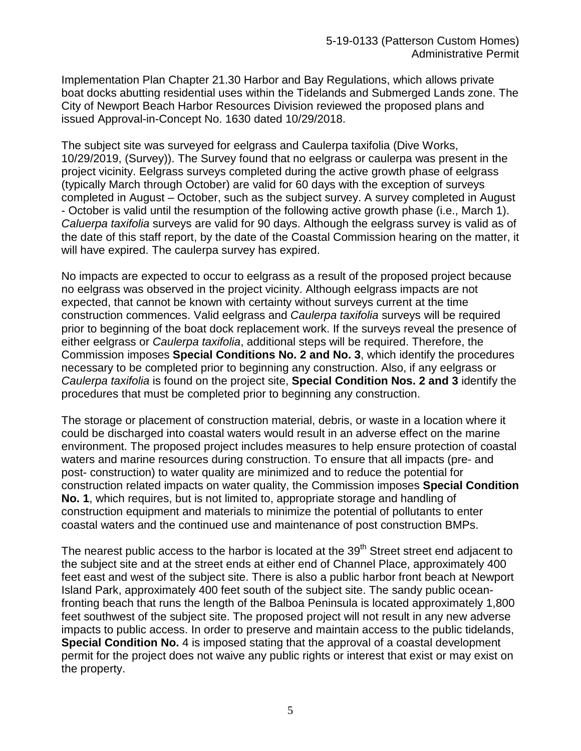Implementation Plan Chapter 21.30 Harbor and Bay Regulations, which allows private boat docks abutting residential uses within the Tidelands and Submerged Lands zone. The City of Newport Beach Harbor Resources Division reviewed the proposed plans and issued Approval-in-Concept No. 1630 dated 10/29/2018.

The subject site was surveyed for eelgrass and Caulerpa taxifolia (Dive Works, 10/29/2019, (Survey)). The Survey found that no eelgrass or caulerpa was present in the project vicinity. Eelgrass surveys completed during the active growth phase of eelgrass (typically March through October) are valid for 60 days with the exception of surveys completed in August – October, such as the subject survey. A survey completed in August - October is valid until the resumption of the following active growth phase (i.e., March 1). *Caluerpa taxifolia* surveys are valid for 90 days. Although the eelgrass survey is valid as of the date of this staff report, by the date of the Coastal Commission hearing on the matter, it will have expired. The caulerpa survey has expired.

No impacts are expected to occur to eelgrass as a result of the proposed project because no eelgrass was observed in the project vicinity. Although eelgrass impacts are not expected, that cannot be known with certainty without surveys current at the time construction commences. Valid eelgrass and *Caulerpa taxifolia* surveys will be required prior to beginning of the boat dock replacement work. If the surveys reveal the presence of either eelgrass or *Caulerpa taxifolia*, additional steps will be required. Therefore, the Commission imposes **Special Conditions No. 2 and No. 3**, which identify the procedures necessary to be completed prior to beginning any construction. Also, if any eelgrass or *Caulerpa taxifolia* is found on the project site, **Special Condition Nos. 2 and 3** identify the procedures that must be completed prior to beginning any construction.

The storage or placement of construction material, debris, or waste in a location where it could be discharged into coastal waters would result in an adverse effect on the marine environment. The proposed project includes measures to help ensure protection of coastal waters and marine resources during construction. To ensure that all impacts (pre- and post- construction) to water quality are minimized and to reduce the potential for construction related impacts on water quality, the Commission imposes **Special Condition No. 1**, which requires, but is not limited to, appropriate storage and handling of construction equipment and materials to minimize the potential of pollutants to enter coastal waters and the continued use and maintenance of post construction BMPs.

The nearest public access to the harbor is located at the 39th Street street end adjacent to the subject site and at the street ends at either end of Channel Place, approximately 400 feet east and west of the subject site. There is also a public harbor front beach at Newport Island Park, approximately 400 feet south of the subject site. The sandy public ocean-fronting beach that runs the length of the Balboa Peninsula is located approximately 1,800 feet southwest of the subject site. The proposed project will not result in any new adverse impacts to public access. In order to preserve and maintain access to the public tidelands, **Special Condition No.** 4 is imposed stating that the approval of a coastal development permit for the project does not waive any public rights or interest that exist or may exist on the property.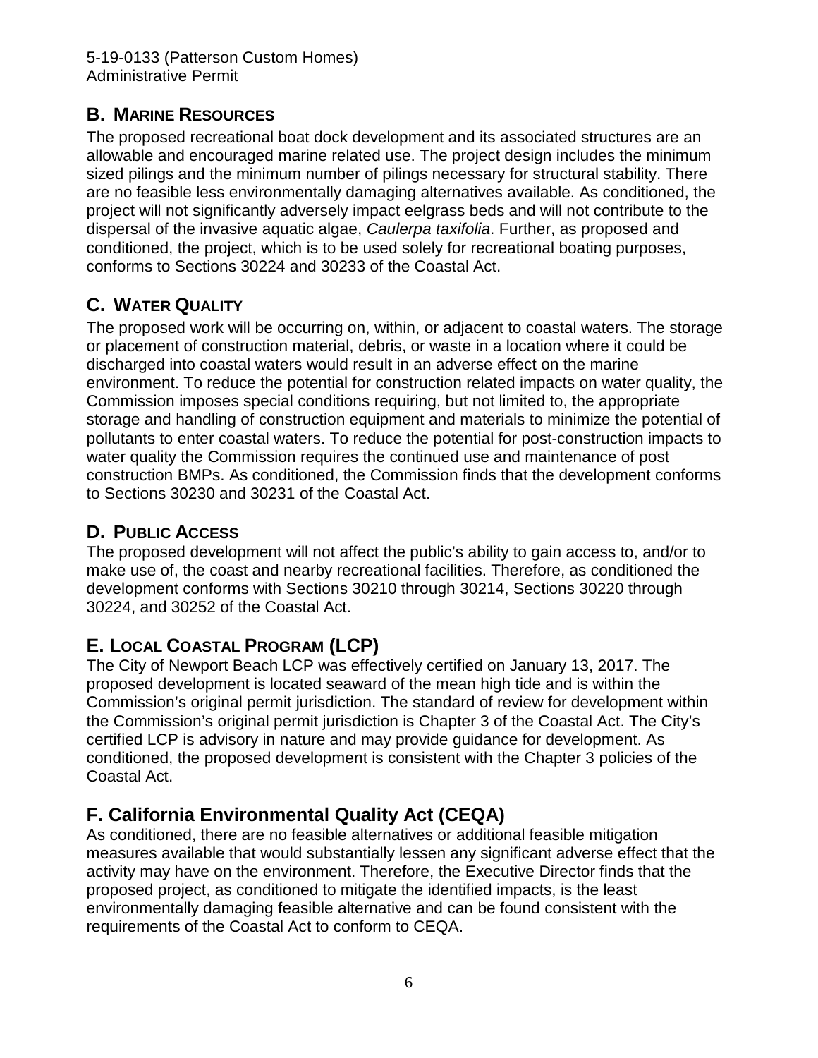## B. Marine Resources

The proposed recreational boat dock development and its associated structures are an allowable and encouraged marine related use. The project design includes the minimum sized pilings and the minimum number of pilings necessary for structural stability. There are no feasible less environmentally damaging alternatives available. As conditioned, the project will not significantly adversely impact eelgrass beds and will not contribute to the dispersal of the invasive aquatic algae, *Caulerpa taxifolia*. Further, as proposed and conditioned, the project, which is to be used solely for recreational boating purposes, conforms to Sections 30224 and 30233 of the Coastal Act.

## C. Water Quality

The proposed work will be occurring on, within, or adjacent to coastal waters. The storage or placement of construction material, debris, or waste in a location where it could be discharged into coastal waters would result in an adverse effect on the marine environment. To reduce the potential for construction related impacts on water quality, the Commission imposes special conditions requiring, but not limited to, the appropriate storage and handling of construction equipment and materials to minimize the potential of pollutants to enter coastal waters. To reduce the potential for post-construction impacts to water quality the Commission requires the continued use and maintenance of post construction BMPs. As conditioned, the Commission finds that the development conforms to Sections 30230 and 30231 of the Coastal Act.

## D. Public Access

The proposed development will not affect the public's ability to gain access to, and/or to make use of, the coast and nearby recreational facilities. Therefore, as conditioned the development conforms with Sections 30210 through 30214, Sections 30220 through 30224, and 30252 of the Coastal Act.

## E. Local Coastal Program (LCP)

The City of Newport Beach LCP was effectively certified on January 13, 2017. The proposed development is located seaward of the mean high tide and is within the Commission's original permit jurisdiction. The standard of review for development within the Commission's original permit jurisdiction is Chapter 3 of the Coastal Act. The City's certified LCP is advisory in nature and may provide guidance for development. As conditioned, the proposed development is consistent with the Chapter 3 policies of the Coastal Act.

## F. California Environmental Quality Act (CEQA)

As conditioned, there are no feasible alternatives or additional feasible mitigation measures available that would substantially lessen any significant adverse effect that the activity may have on the environment. Therefore, the Executive Director finds that the proposed project, as conditioned to mitigate the identified impacts, is the least environmentally damaging feasible alternative and can be found consistent with the requirements of the Coastal Act to conform to CEQA.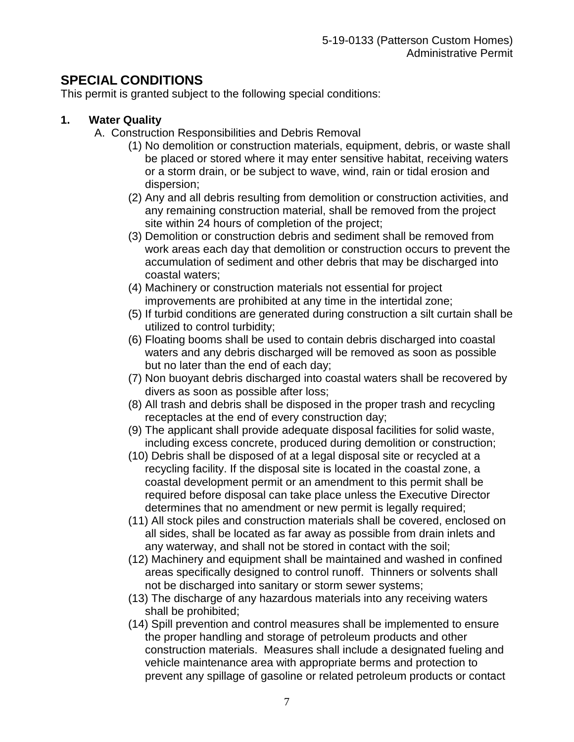## SPECIAL CONDITIONS

This permit is granted subject to the following special conditions:

**1. Water Quality**

A. Construction Responsibilities and Debris Removal

(1) No demolition or construction materials, equipment, debris, or waste shall be placed or stored where it may enter sensitive habitat, receiving waters or a storm drain, or be subject to wave, wind, rain or tidal erosion and dispersion;

(2) Any and all debris resulting from demolition or construction activities, and any remaining construction material, shall be removed from the project site within 24 hours of completion of the project;

(3) Demolition or construction debris and sediment shall be removed from work areas each day that demolition or construction occurs to prevent the accumulation of sediment and other debris that may be discharged into coastal waters;

(4) Machinery or construction materials not essential for project improvements are prohibited at any time in the intertidal zone;

(5) If turbid conditions are generated during construction a silt curtain shall be utilized to control turbidity;

(6) Floating booms shall be used to contain debris discharged into coastal waters and any debris discharged will be removed as soon as possible but no later than the end of each day;

(7) Non buoyant debris discharged into coastal waters shall be recovered by divers as soon as possible after loss;

(8) All trash and debris shall be disposed in the proper trash and recycling receptacles at the end of every construction day;

(9) The applicant shall provide adequate disposal facilities for solid waste, including excess concrete, produced during demolition or construction;

(10) Debris shall be disposed of at a legal disposal site or recycled at a recycling facility. If the disposal site is located in the coastal zone, a coastal development permit or an amendment to this permit shall be required before disposal can take place unless the Executive Director determines that no amendment or new permit is legally required;

(11) All stock piles and construction materials shall be covered, enclosed on all sides, shall be located as far away as possible from drain inlets and any waterway, and shall not be stored in contact with the soil;

(12) Machinery and equipment shall be maintained and washed in confined areas specifically designed to control runoff. Thinners or solvents shall not be discharged into sanitary or storm sewer systems;

(13) The discharge of any hazardous materials into any receiving waters shall be prohibited;

(14) Spill prevention and control measures shall be implemented to ensure the proper handling and storage of petroleum products and other construction materials. Measures shall include a designated fueling and vehicle maintenance area with appropriate berms and protection to prevent any spillage of gasoline or related petroleum products or contact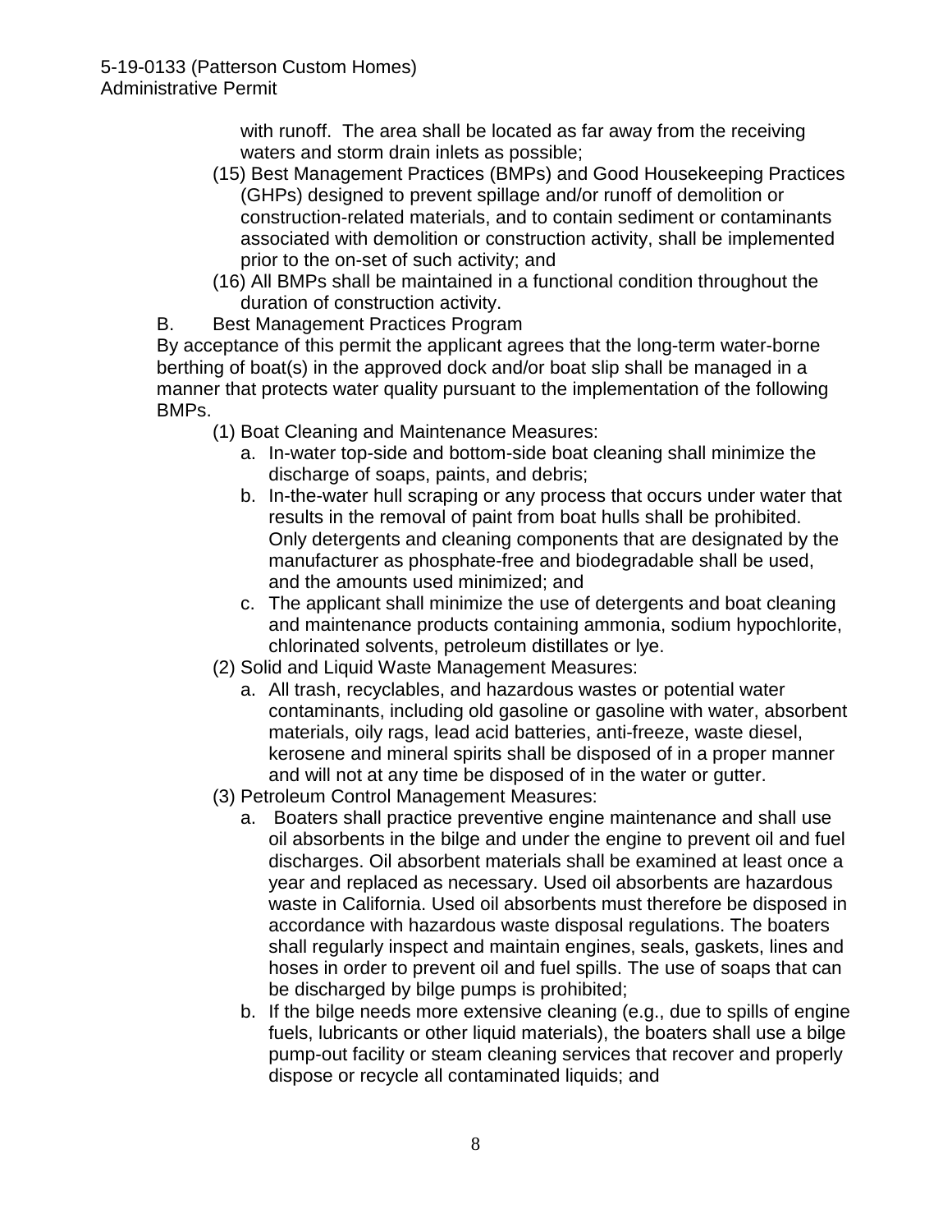with runoff. The area shall be located as far away from the receiving waters and storm drain inlets as possible;

(15) Best Management Practices (BMPs) and Good Housekeeping Practices (GHPs) designed to prevent spillage and/or runoff of demolition or construction-related materials, and to contain sediment or contaminants associated with demolition or construction activity, shall be implemented prior to the on-set of such activity; and

(16) All BMPs shall be maintained in a functional condition throughout the duration of construction activity.

B. Best Management Practices Program

By acceptance of this permit the applicant agrees that the long-term water-borne berthing of boat(s) in the approved dock and/or boat slip shall be managed in a manner that protects water quality pursuant to the implementation of the following BMPs.

(1) Boat Cleaning and Maintenance Measures:

a. In-water top-side and bottom-side boat cleaning shall minimize the discharge of soaps, paints, and debris;

b. In-the-water hull scraping or any process that occurs under water that results in the removal of paint from boat hulls shall be prohibited. Only detergents and cleaning components that are designated by the manufacturer as phosphate-free and biodegradable shall be used, and the amounts used minimized; and

c. The applicant shall minimize the use of detergents and boat cleaning and maintenance products containing ammonia, sodium hypochlorite, chlorinated solvents, petroleum distillates or lye.

(2) Solid and Liquid Waste Management Measures:

a. All trash, recyclables, and hazardous wastes or potential water contaminants, including old gasoline or gasoline with water, absorbent materials, oily rags, lead acid batteries, anti-freeze, waste diesel, kerosene and mineral spirits shall be disposed of in a proper manner and will not at any time be disposed of in the water or gutter.

(3) Petroleum Control Management Measures:

a. Boaters shall practice preventive engine maintenance and shall use oil absorbents in the bilge and under the engine to prevent oil and fuel discharges. Oil absorbent materials shall be examined at least once a year and replaced as necessary. Used oil absorbents are hazardous waste in California. Used oil absorbents must therefore be disposed in accordance with hazardous waste disposal regulations. The boaters shall regularly inspect and maintain engines, seals, gaskets, lines and hoses in order to prevent oil and fuel spills. The use of soaps that can be discharged by bilge pumps is prohibited;

b. If the bilge needs more extensive cleaning (e.g., due to spills of engine fuels, lubricants or other liquid materials), the boaters shall use a bilge pump-out facility or steam cleaning services that recover and properly dispose or recycle all contaminated liquids; and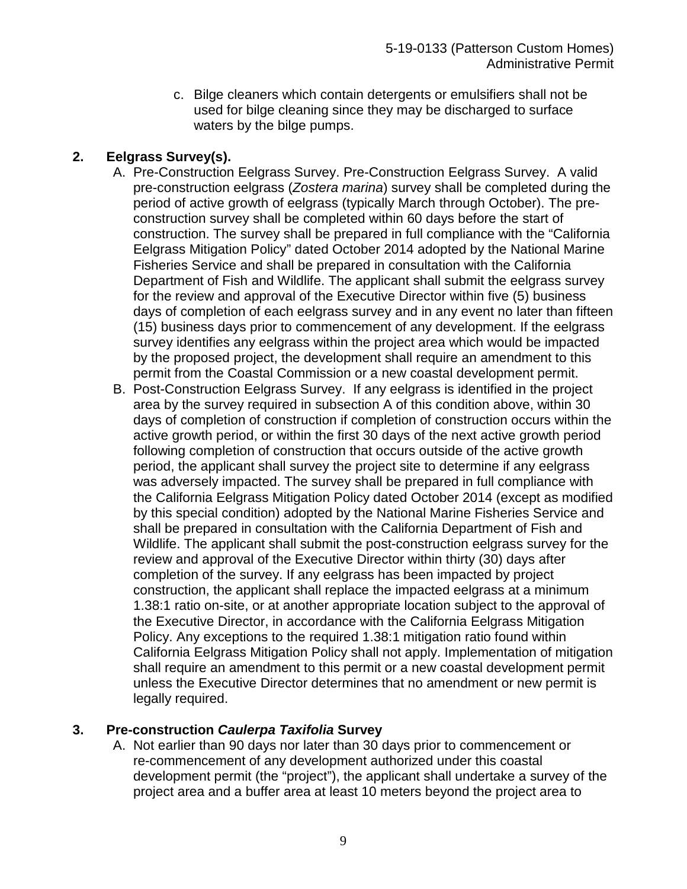c. Bilge cleaners which contain detergents or emulsifiers shall not be used for bilge cleaning since they may be discharged to surface waters by the bilge pumps.

**2. Eelgrass Survey(s).**

A. Pre-Construction Eelgrass Survey. Pre-Construction Eelgrass Survey. A valid pre-construction eelgrass (*Zostera marina*) survey shall be completed during the period of active growth of eelgrass (typically March through October). The pre-construction survey shall be completed within 60 days before the start of construction. The survey shall be prepared in full compliance with the "California Eelgrass Mitigation Policy" dated October 2014 adopted by the National Marine Fisheries Service and shall be prepared in consultation with the California Department of Fish and Wildlife. The applicant shall submit the eelgrass survey for the review and approval of the Executive Director within five (5) business days of completion of each eelgrass survey and in any event no later than fifteen (15) business days prior to commencement of any development. If the eelgrass survey identifies any eelgrass within the project area which would be impacted by the proposed project, the development shall require an amendment to this permit from the Coastal Commission or a new coastal development permit.

B. Post-Construction Eelgrass Survey. If any eelgrass is identified in the project area by the survey required in subsection A of this condition above, within 30 days of completion of construction if completion of construction occurs within the active growth period, or within the first 30 days of the next active growth period following completion of construction that occurs outside of the active growth period, the applicant shall survey the project site to determine if any eelgrass was adversely impacted. The survey shall be prepared in full compliance with the California Eelgrass Mitigation Policy dated October 2014 (except as modified by this special condition) adopted by the National Marine Fisheries Service and shall be prepared in consultation with the California Department of Fish and Wildlife. The applicant shall submit the post-construction eelgrass survey for the review and approval of the Executive Director within thirty (30) days after completion of the survey. If any eelgrass has been impacted by project construction, the applicant shall replace the impacted eelgrass at a minimum 1.38:1 ratio on-site, or at another appropriate location subject to the approval of the Executive Director, in accordance with the California Eelgrass Mitigation Policy. Any exceptions to the required 1.38:1 mitigation ratio found within California Eelgrass Mitigation Policy shall not apply. Implementation of mitigation shall require an amendment to this permit or a new coastal development permit unless the Executive Director determines that no amendment or new permit is legally required.

**3. Pre-construction *Caulerpa Taxifolia* Survey**

A. Not earlier than 90 days nor later than 30 days prior to commencement or re-commencement of any development authorized under this coastal development permit (the "project"), the applicant shall undertake a survey of the project area and a buffer area at least 10 meters beyond the project area to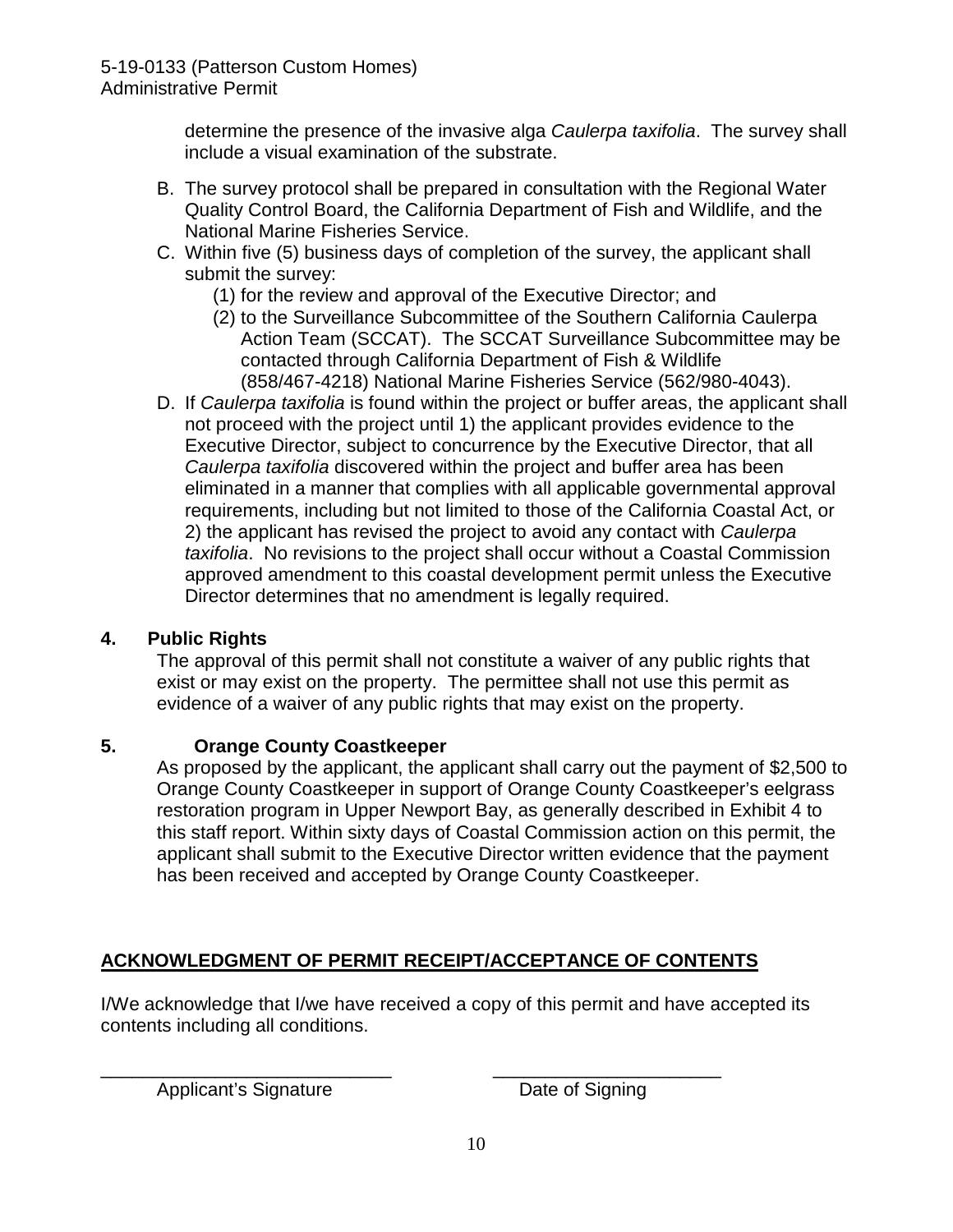determine the presence of the invasive alga *Caulerpa taxifolia*. The survey shall include a visual examination of the substrate.

B. The survey protocol shall be prepared in consultation with the Regional Water Quality Control Board, the California Department of Fish and Wildlife, and the National Marine Fisheries Service.

C. Within five (5) business days of completion of the survey, the applicant shall submit the survey:
   (1) for the review and approval of the Executive Director; and
   (2) to the Surveillance Subcommittee of the Southern California Caulerpa Action Team (SCCAT). The SCCAT Surveillance Subcommittee may be contacted through California Department of Fish & Wildlife (858/467-4218) National Marine Fisheries Service (562/980-4043).

D. If *Caulerpa taxifolia* is found within the project or buffer areas, the applicant shall not proceed with the project until 1) the applicant provides evidence to the Executive Director, subject to concurrence by the Executive Director, that all *Caulerpa taxifolia* discovered within the project and buffer area has been eliminated in a manner that complies with all applicable governmental approval requirements, including but not limited to those of the California Coastal Act, or 2) the applicant has revised the project to avoid any contact with *Caulerpa taxifolia*. No revisions to the project shall occur without a Coastal Commission approved amendment to this coastal development permit unless the Executive Director determines that no amendment is legally required.

**4. Public Rights**

The approval of this permit shall not constitute a waiver of any public rights that exist or may exist on the property. The permittee shall not use this permit as evidence of a waiver of any public rights that may exist on the property.

**5. Orange County Coastkeeper**

As proposed by the applicant, the applicant shall carry out the payment of $2,500 to Orange County Coastkeeper in support of Orange County Coastkeeper's eelgrass restoration program in Upper Newport Bay, as generally described in Exhibit 4 to this staff report. Within sixty days of Coastal Commission action on this permit, the applicant shall submit to the Executive Director written evidence that the payment has been received and accepted by Orange County Coastkeeper.

**ACKNOWLEDGMENT OF PERMIT RECEIPT/ACCEPTANCE OF CONTENTS**

I/We acknowledge that I/we have received a copy of this permit and have accepted its contents including all conditions.

_____________________________ &nbsp;&nbsp;&nbsp;&nbsp; ______________________

Applicant's Signature &nbsp;&nbsp;&nbsp;&nbsp; Date of Signing